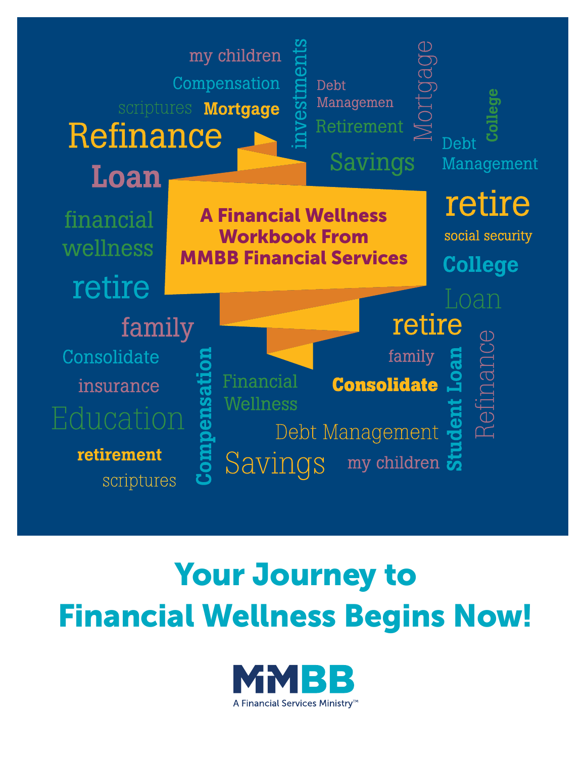# A Financial Wellness Workbook From MMBB Financial Services

my children · Compensation · scriptures · Mortgage · investments · Debt Managemen · Retirement · Mortgage · College · Refinance · Loan · Savings · Debt Management · retire · financial wellness · social security · College · retire · Loan · family · retire · Consolidate · family · insurance · Compensation · Financial Wellness · Consolidate · Student Loan · Refinance · Education · Debt Management · retirement · Savings · my children · scriptures

## Your Journey to Financial Wellness Begins Now!

MMBB

A Financial Services Ministry™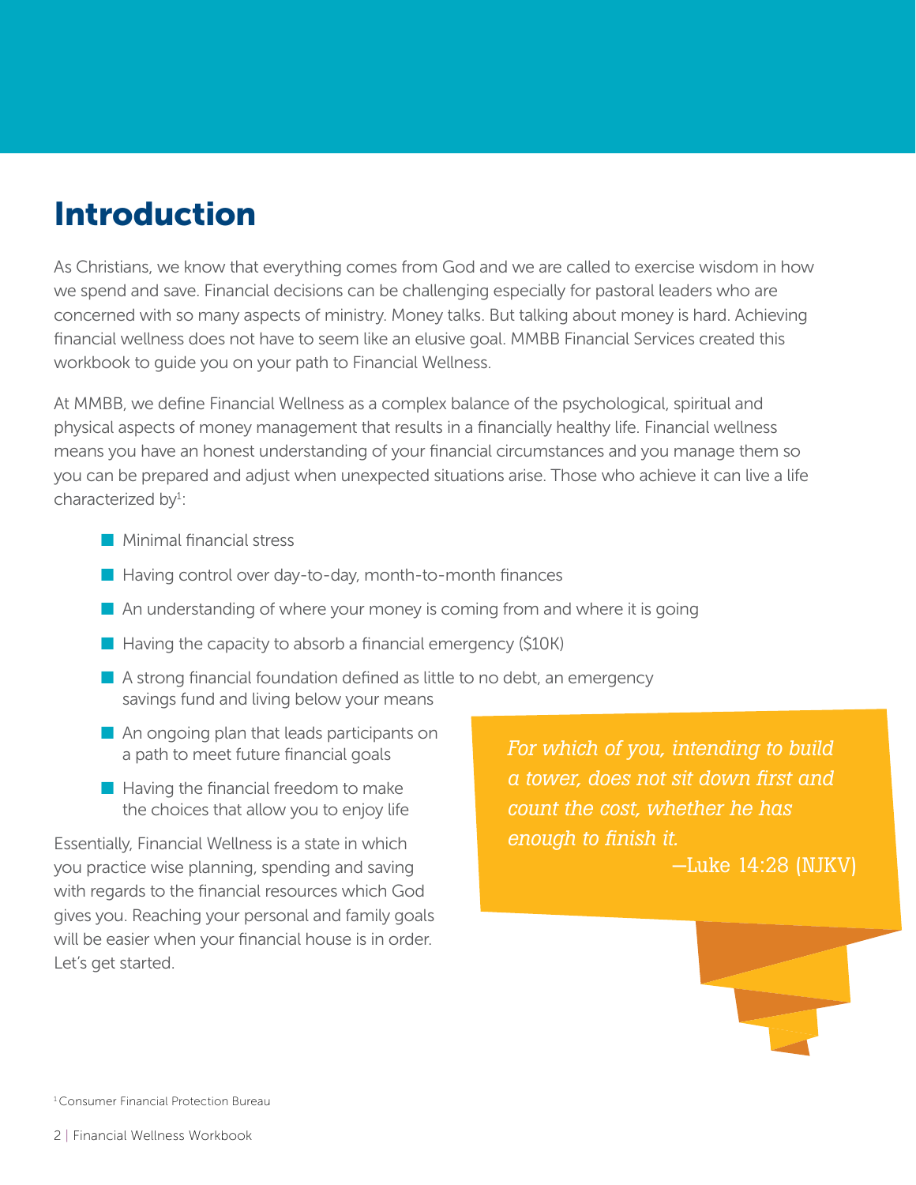# Introduction

As Christians, we know that everything comes from God and we are called to exercise wisdom in how we spend and save. Financial decisions can be challenging especially for pastoral leaders who are concerned with so many aspects of ministry. Money talks. But talking about money is hard. Achieving financial wellness does not have to seem like an elusive goal. MMBB Financial Services created this workbook to guide you on your path to Financial Wellness.

At MMBB, we define Financial Wellness as a complex balance of the psychological, spiritual and physical aspects of money management that results in a financially healthy life. Financial wellness means you have an honest understanding of your financial circumstances and you manage them so you can be prepared and adjust when unexpected situations arise. Those who achieve it can live a life characterized by[1]:

- Minimal financial stress
- Having control over day-to-day, month-to-month finances
- An understanding of where your money is coming from and where it is going
- Having the capacity to absorb a financial emergency ($10K)
- A strong financial foundation defined as little to no debt, an emergency savings fund and living below your means
- An ongoing plan that leads participants on a path to meet future financial goals
- Having the financial freedom to make the choices that allow you to enjoy life

Essentially, Financial Wellness is a state in which you practice wise planning, spending and saving with regards to the financial resources which God gives you. Reaching your personal and family goals will be easier when your financial house is in order. Let's get started.

> *For which of you, intending to build a tower, does not sit down first and count the cost, whether he has enough to finish it.*
>
> —Luke 14:28 (NJKV)

[1] Consumer Financial Protection Bureau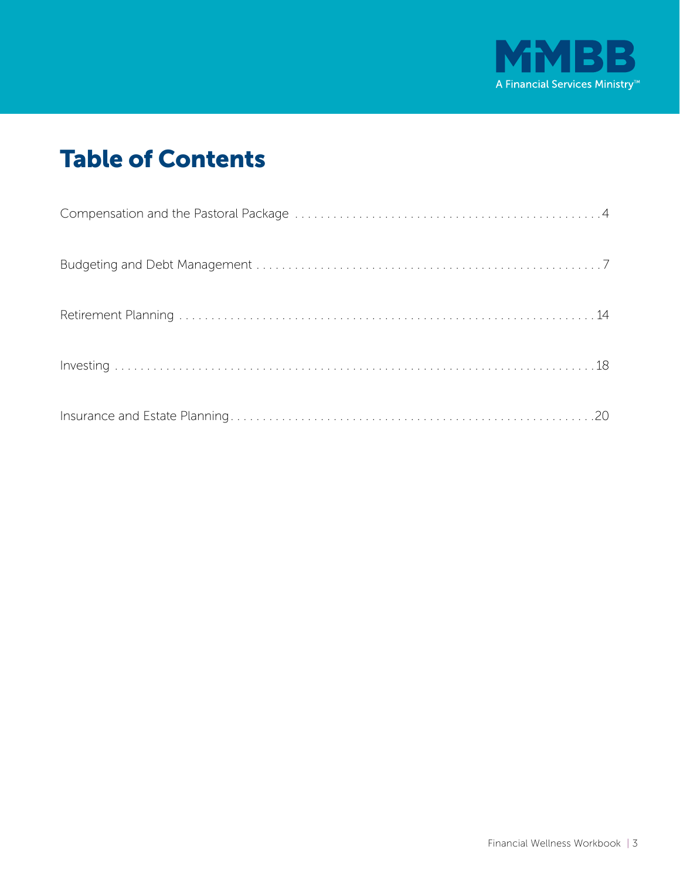# Table of Contents

Compensation and the Pastoral Package . . . . . . . . . . . . . . . . . . . . . . . . . . . . . . . . . . . . . . . . . . . . . . 4

Budgeting and Debt Management . . . . . . . . . . . . . . . . . . . . . . . . . . . . . . . . . . . . . . . . . . . . . . . . . . 7

Retirement Planning . . . . . . . . . . . . . . . . . . . . . . . . . . . . . . . . . . . . . . . . . . . . . . . . . . . . . . . . . . . . 14

Investing . . . . . . . . . . . . . . . . . . . . . . . . . . . . . . . . . . . . . . . . . . . . . . . . . . . . . . . . . . . . . . . . . . . . 18

Insurance and Estate Planning . . . . . . . . . . . . . . . . . . . . . . . . . . . . . . . . . . . . . . . . . . . . . . . . . . . . 20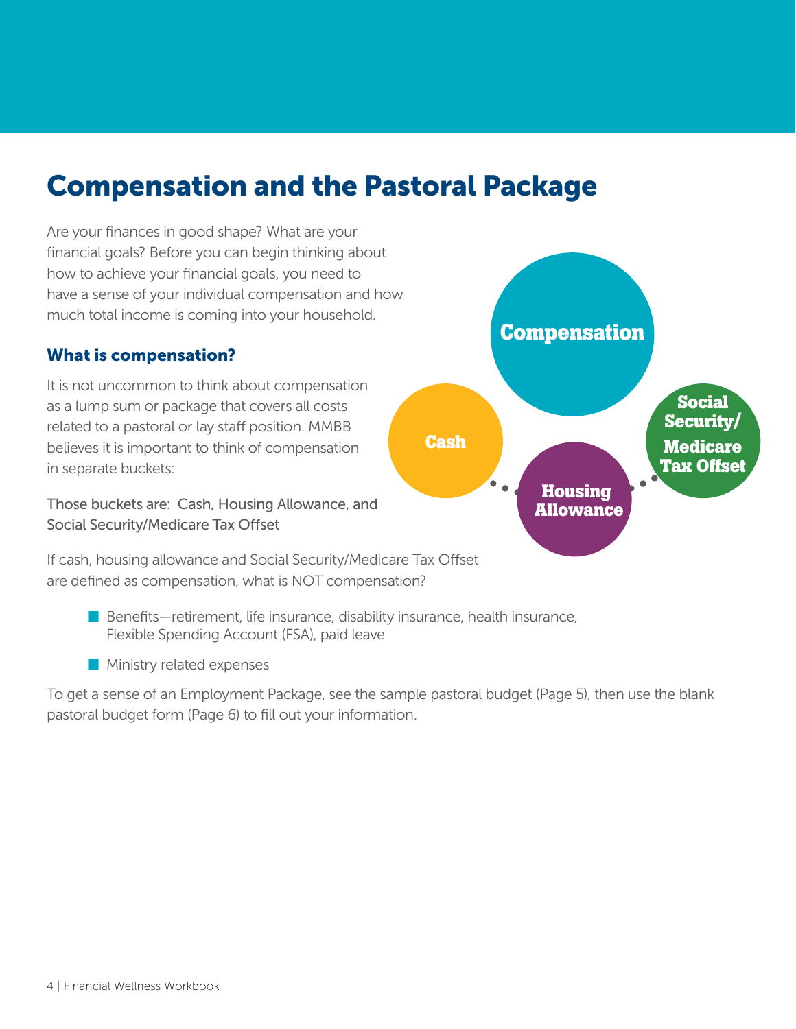# Compensation and the Pastoral Package

Are your finances in good shape? What are your financial goals? Before you can begin thinking about how to achieve your financial goals, you need to have a sense of your individual compensation and how much total income is coming into your household.

### What is compensation?

It is not uncommon to think about compensation as a lump sum or package that covers all costs related to a pastoral or lay staff position. MMBB believes it is important to think of compensation in separate buckets:

Those buckets are: Cash, Housing Allowance, and Social Security/Medicare Tax Offset

Compensation

Cash

Housing Allowance

Social Security/ Medicare Tax Offset

If cash, housing allowance and Social Security/Medicare Tax Offset are defined as compensation, what is NOT compensation?

- Benefits—retirement, life insurance, disability insurance, health insurance, Flexible Spending Account (FSA), paid leave
- Ministry related expenses

To get a sense of an Employment Package, see the sample pastoral budget (Page 5), then use the blank pastoral budget form (Page 6) to fill out your information.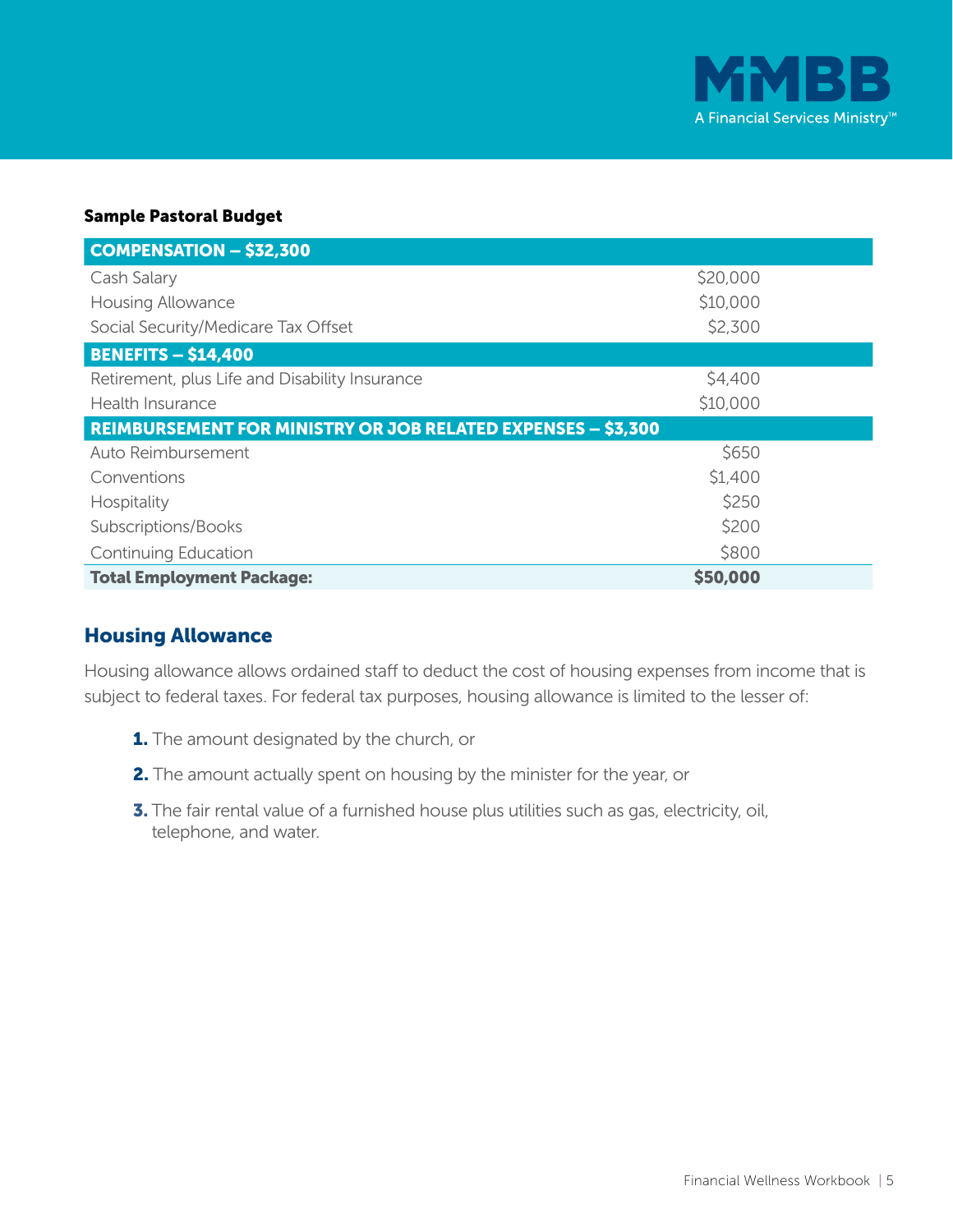**Sample Pastoral Budget**

| **COMPENSATION – $32,300** | |
|---|---|
| Cash Salary | $20,000 |
| Housing Allowance | $10,000 |
| Social Security/Medicare Tax Offset | $2,300 |
| **BENEFITS – $14,400** | |
| Retirement, plus Life and Disability Insurance | $4,400 |
| Health Insurance | $10,000 |
| **REIMBURSEMENT FOR MINISTRY OR JOB RELATED EXPENSES – $3,300** | |
| Auto Reimbursement | $650 |
| Conventions | $1,400 |
| Hospitality | $250 |
| Subscriptions/Books | $200 |
| Continuing Education | $800 |
| **Total Employment Package:** | **$50,000** |

## Housing Allowance

Housing allowance allows ordained staff to deduct the cost of housing expenses from income that is subject to federal taxes. For federal tax purposes, housing allowance is limited to the lesser of:

1. The amount designated by the church, or
2. The amount actually spent on housing by the minister for the year, or
3. The fair rental value of a furnished house plus utilities such as gas, electricity, oil, telephone, and water.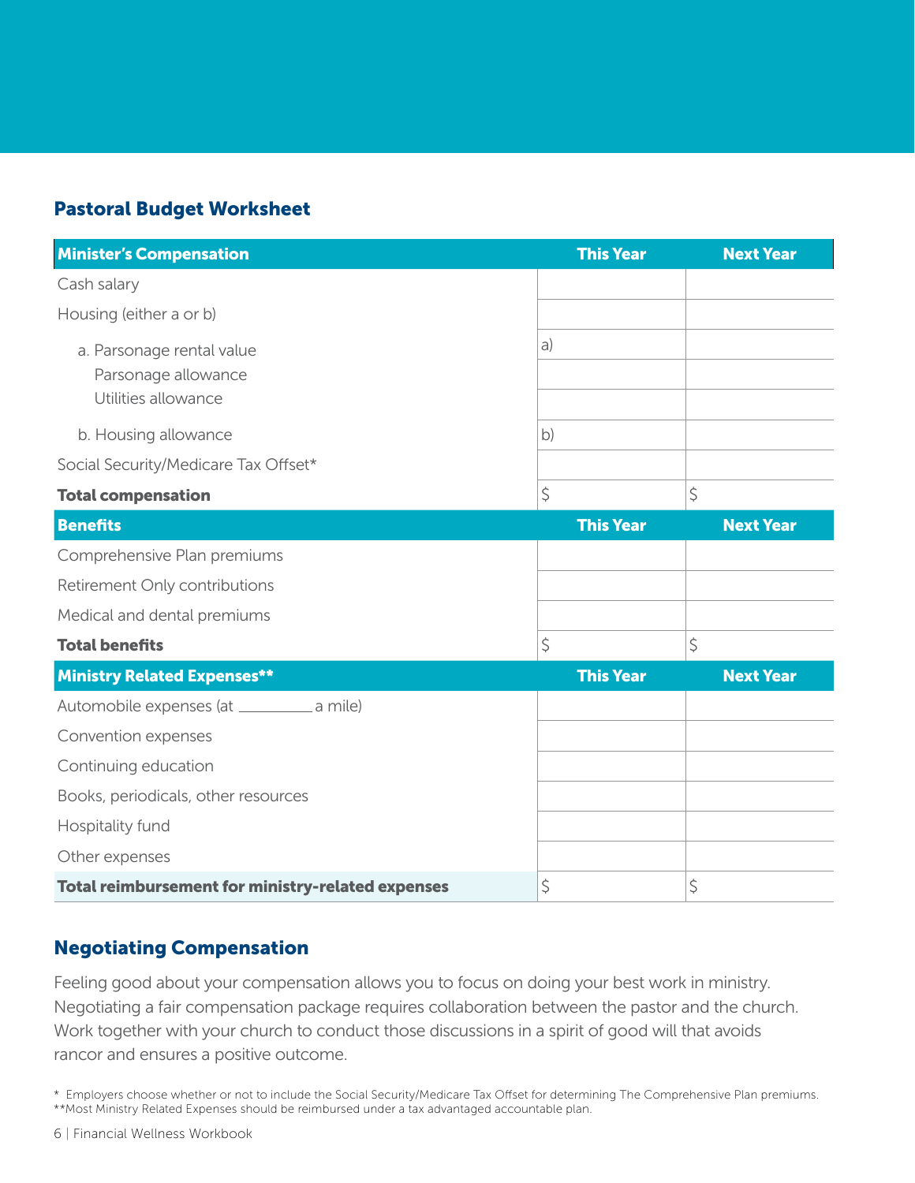## Pastoral Budget Worksheet

| Minister's Compensation | This Year | Next Year |
|---|---|---|
| Cash salary | | |
| Housing (either a or b) | | |
| a. Parsonage rental value | a) | |
| Parsonage allowance | | |
| Utilities allowance | | |
| b. Housing allowance | b) | |
| Social Security/Medicare Tax Offset* | | |
| **Total compensation** | $ | $ |
| **Benefits** | **This Year** | **Next Year** |
| Comprehensive Plan premiums | | |
| Retirement Only contributions | | |
| Medical and dental premiums | | |
| **Total benefits** | $ | $ |
| **Ministry Related Expenses**** | **This Year** | **Next Year** |
| Automobile expenses (at _________ a mile) | | |
| Convention expenses | | |
| Continuing education | | |
| Books, periodicals, other resources | | |
| Hospitality fund | | |
| Other expenses | | |
| **Total reimbursement for ministry-related expenses** | $ | $ |

## Negotiating Compensation

Feeling good about your compensation allows you to focus on doing your best work in ministry. Negotiating a fair compensation package requires collaboration between the pastor and the church. Work together with your church to conduct those discussions in a spirit of good will that avoids rancor and ensures a positive outcome.

\* Employers choose whether or not to include the Social Security/Medicare Tax Offset for determining The Comprehensive Plan premiums.
\*\*Most Ministry Related Expenses should be reimbursed under a tax advantaged accountable plan.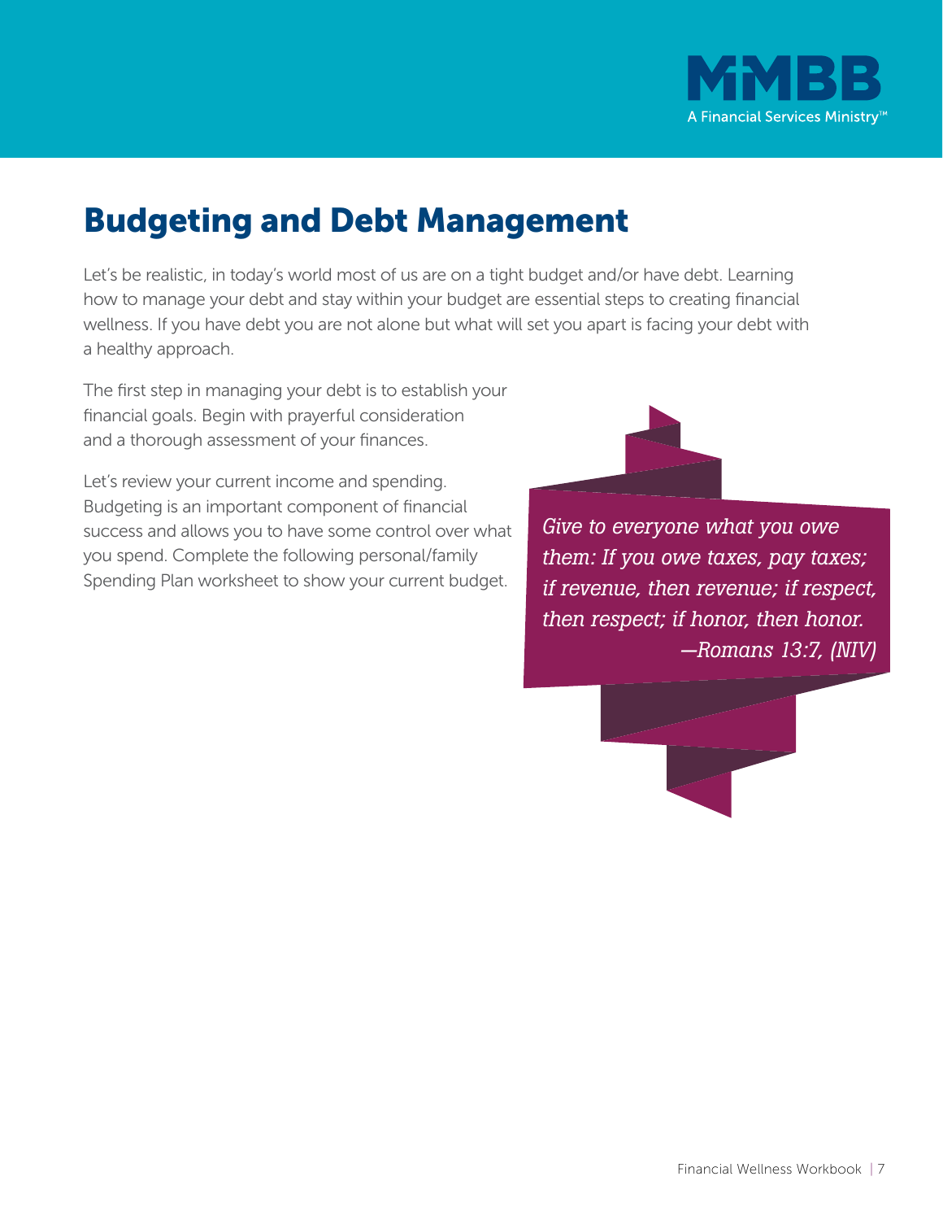# Budgeting and Debt Management

Let's be realistic, in today's world most of us are on a tight budget and/or have debt. Learning how to manage your debt and stay within your budget are essential steps to creating financial wellness. If you have debt you are not alone but what will set you apart is facing your debt with a healthy approach.

The first step in managing your debt is to establish your financial goals. Begin with prayerful consideration and a thorough assessment of your finances.

Let's review your current income and spending. Budgeting is an important component of financial success and allows you to have some control over what you spend. Complete the following personal/family Spending Plan worksheet to show your current budget.

*Give to everyone what you owe them: If you owe taxes, pay taxes; if revenue, then revenue; if respect, then respect; if honor, then honor.*
*—Romans 13:7, (NIV)*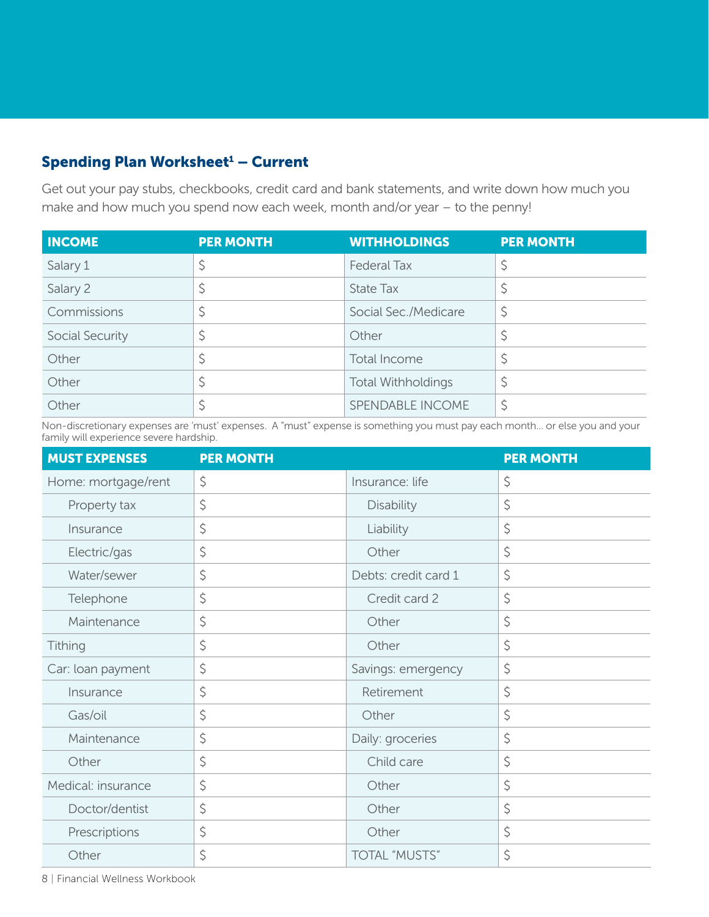## Spending Plan Worksheet[1] – Current

Get out your pay stubs, checkbooks, credit card and bank statements, and write down how much you make and how much you spend now each week, month and/or year – to the penny!

| INCOME | PER MONTH | WITHHOLDINGS | PER MONTH |
|---|---|---|---|
| Salary 1 | $ | Federal Tax | $ |
| Salary 2 | $ | State Tax | $ |
| Commissions | $ | Social Sec./Medicare | $ |
| Social Security | $ | Other | $ |
| Other | $ | Total Income | $ |
| Other | $ | Total Withholdings | $ |
| Other | $ | SPENDABLE INCOME | $ |

Non-discretionary expenses are 'must' expenses. A "must" expense is something you must pay each month… or else you and your family will experience severe hardship.

| MUST EXPENSES | PER MONTH | | PER MONTH |
|---|---|---|---|
| Home: mortgage/rent | $ | Insurance: life | $ |
| Property tax | $ | Disability | $ |
| Insurance | $ | Liability | $ |
| Electric/gas | $ | Other | $ |
| Water/sewer | $ | Debts: credit card 1 | $ |
| Telephone | $ | Credit card 2 | $ |
| Maintenance | $ | Other | $ |
| Tithing | $ | Other | $ |
| Car: loan payment | $ | Savings: emergency | $ |
| Insurance | $ | Retirement | $ |
| Gas/oil | $ | Other | $ |
| Maintenance | $ | Daily: groceries | $ |
| Other | $ | Child care | $ |
| Medical: insurance | $ | Other | $ |
| Doctor/dentist | $ | Other | $ |
| Prescriptions | $ | Other | $ |
| Other | $ | TOTAL "MUSTS" | $ |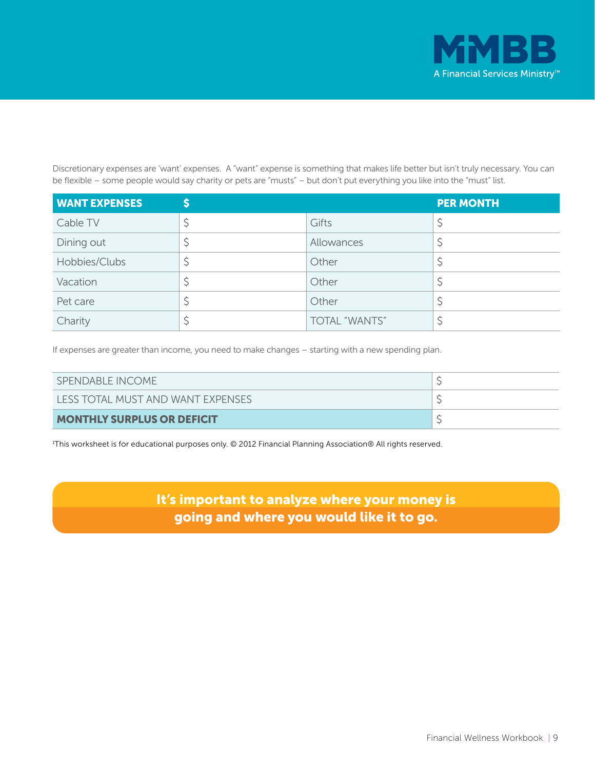Discretionary expenses are 'want' expenses. A "want" expense is something that makes life better but isn't truly necessary. You can be flexible – some people would say charity or pets are "musts" – but don't put everything you like into the "must" list.

| WANT EXPENSES | $ | | PER MONTH |
|---|---|---|---|
| Cable TV | $ | Gifts | $ |
| Dining out | $ | Allowances | $ |
| Hobbies/Clubs | $ | Other | $ |
| Vacation | $ | Other | $ |
| Pet care | $ | Other | $ |
| Charity | $ | TOTAL "WANTS" | $ |

If expenses are greater than income, you need to make changes – starting with a new spending plan.

| | |
|---|---|
| SPENDABLE INCOME | $ |
| LESS TOTAL MUST AND WANT EXPENSES | $ |
| **MONTHLY SURPLUS OR DEFICIT** | $ |

[1]This worksheet is for educational purposes only. © 2012 Financial Planning Association® All rights reserved.

**It's important to analyze where your money is going and where you would like it to go.**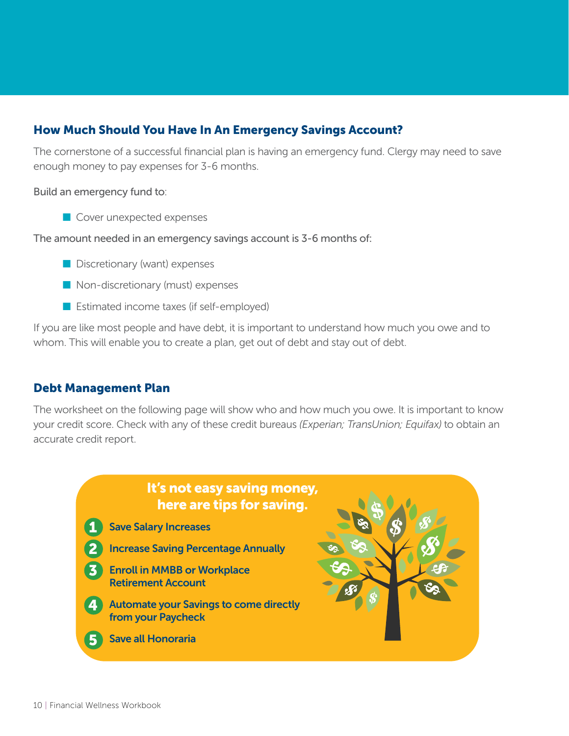## How Much Should You Have In An Emergency Savings Account?

The cornerstone of a successful financial plan is having an emergency fund. Clergy may need to save enough money to pay expenses for 3-6 months.

Build an emergency fund to:

- Cover unexpected expenses

The amount needed in an emergency savings account is 3-6 months of:

- Discretionary (want) expenses
- Non-discretionary (must) expenses
- Estimated income taxes (if self-employed)

If you are like most people and have debt, it is important to understand how much you owe and to whom. This will enable you to create a plan, get out of debt and stay out of debt.

## Debt Management Plan

The worksheet on the following page will show who and how much you owe. It is important to know your credit score. Check with any of these credit bureaus *(Experian; TransUnion; Equifax)* to obtain an accurate credit report.

### It's not easy saving money, here are tips for saving.

1. **Save Salary Increases**
2. **Increase Saving Percentage Annually**
3. **Enroll in MMBB or Workplace Retirement Account**
4. **Automate your Savings to come directly from your Paycheck**
5. **Save all Honoraria**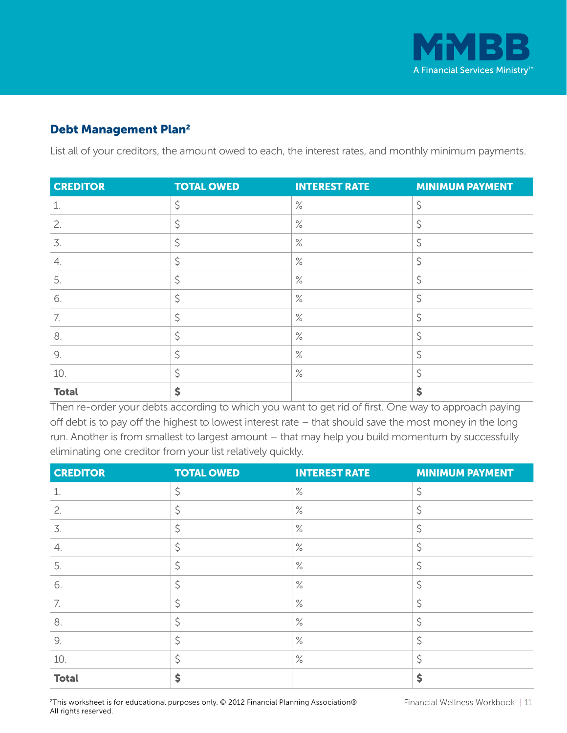## Debt Management Plan[2]

List all of your creditors, the amount owed to each, the interest rates, and monthly minimum payments.

| CREDITOR | TOTAL OWED | INTEREST RATE | MINIMUM PAYMENT |
|---|---|---|---|
| 1. | $ | % | $ |
| 2. | $ | % | $ |
| 3. | $ | % | $ |
| 4. | $ | % | $ |
| 5. | $ | % | $ |
| 6. | $ | % | $ |
| 7. | $ | % | $ |
| 8. | $ | % | $ |
| 9. | $ | % | $ |
| 10. | $ | % | $ |
| **Total** | **$** | | **$** |

Then re-order your debts according to which you want to get rid of first. One way to approach paying off debt is to pay off the highest to lowest interest rate – that should save the most money in the long run. Another is from smallest to largest amount – that may help you build momentum by successfully eliminating one creditor from your list relatively quickly.

| CREDITOR | TOTAL OWED | INTEREST RATE | MINIMUM PAYMENT |
|---|---|---|---|
| 1. | $ | % | $ |
| 2. | $ | % | $ |
| 3. | $ | % | $ |
| 4. | $ | % | $ |
| 5. | $ | % | $ |
| 6. | $ | % | $ |
| 7. | $ | % | $ |
| 8. | $ | % | $ |
| 9. | $ | % | $ |
| 10. | $ | % | $ |
| **Total** | **$** | | **$** |

[2] This worksheet is for educational purposes only. © 2012 Financial Planning Association® All rights reserved.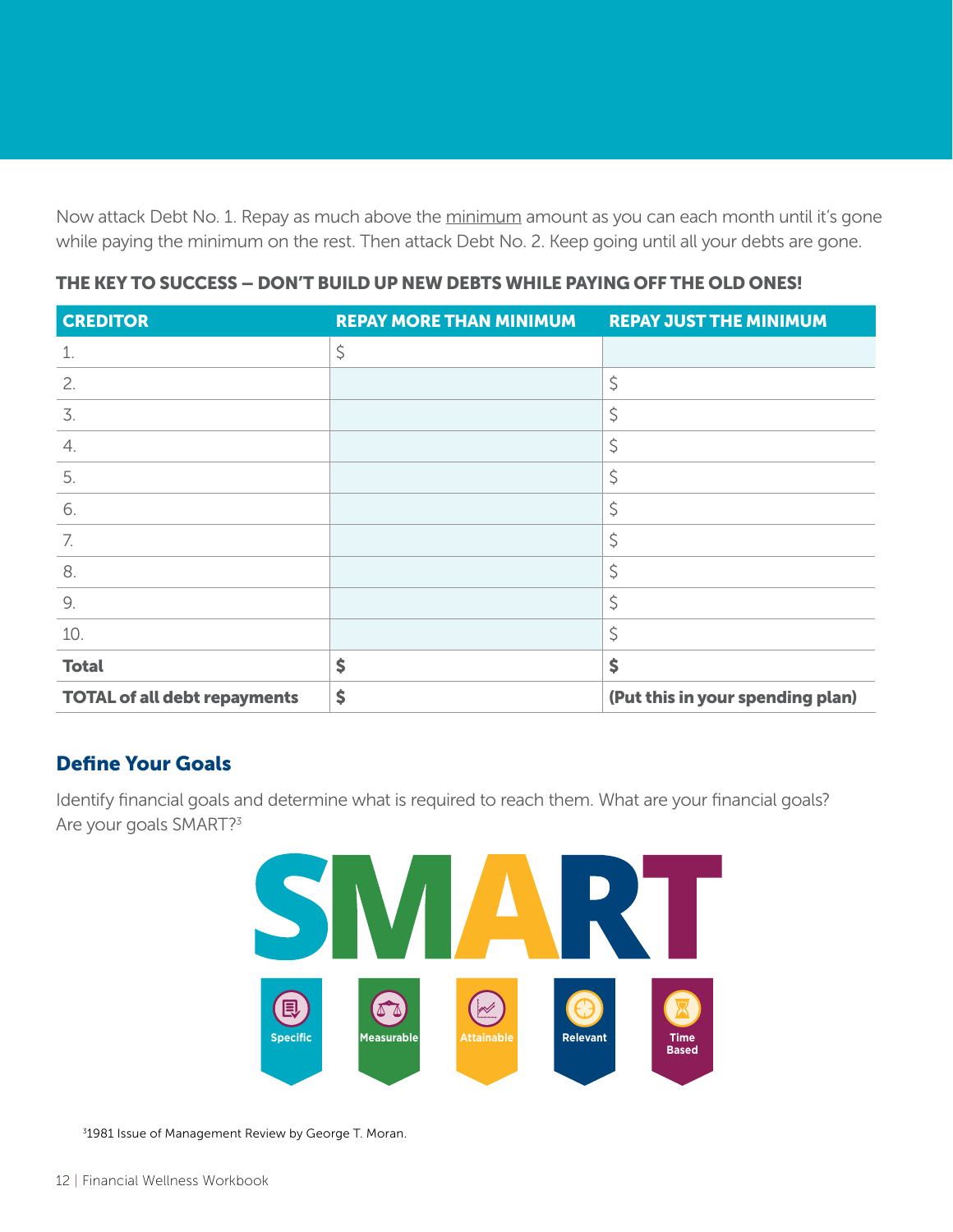Now attack Debt No. 1. Repay as much above the minimum amount as you can each month until it's gone while paying the minimum on the rest. Then attack Debt No. 2. Keep going until all your debts are gone.

**THE KEY TO SUCCESS – DON'T BUILD UP NEW DEBTS WHILE PAYING OFF THE OLD ONES!**

| CREDITOR | REPAY MORE THAN MINIMUM | REPAY JUST THE MINIMUM |
|---|---|---|
| 1. | $ | |
| 2. | | $ |
| 3. | | $ |
| 4. | | $ |
| 5. | | $ |
| 6. | | $ |
| 7. | | $ |
| 8. | | $ |
| 9. | | $ |
| 10. | | $ |
| **Total** | **$** | **$** |
| **TOTAL of all debt repayments** | **$** | **(Put this in your spending plan)** |

## Define Your Goals

Identify financial goals and determine what is required to reach them. What are your financial goals? Are your goals SMART?[3]

**SMART**

- Specific
- Measurable
- Attainable
- Relevant
- Time Based

[3]1981 Issue of Management Review by George T. Moran.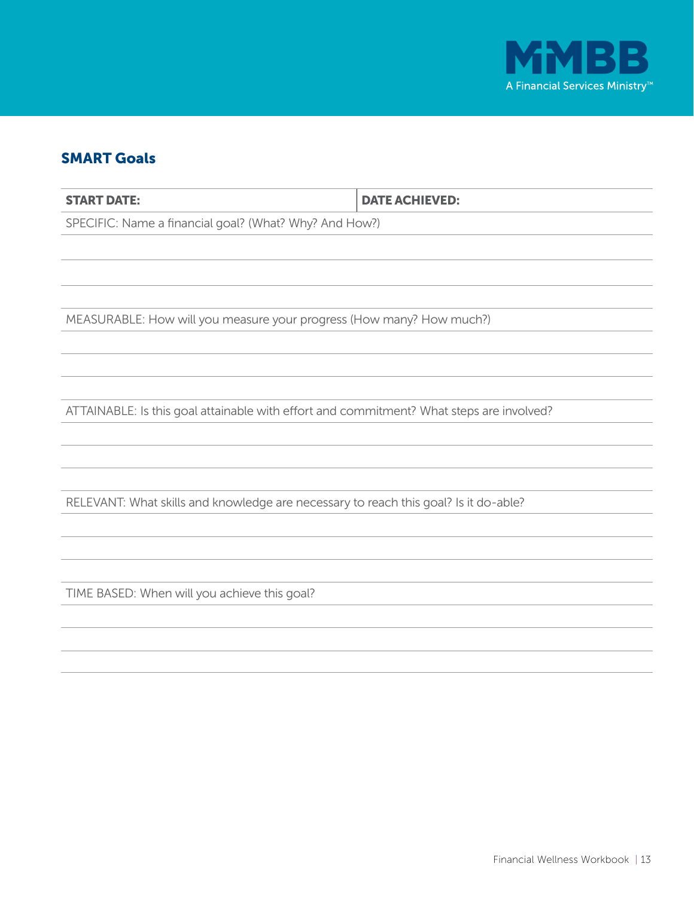## SMART Goals

| START DATE: | DATE ACHIEVED: |
|---|---|

SPECIFIC: Name a financial goal? (What? Why? And How?)

MEASURABLE: How will you measure your progress (How many? How much?)

ATTAINABLE: Is this goal attainable with effort and commitment? What steps are involved?

RELEVANT: What skills and knowledge are necessary to reach this goal? Is it do-able?

TIME BASED: When will you achieve this goal?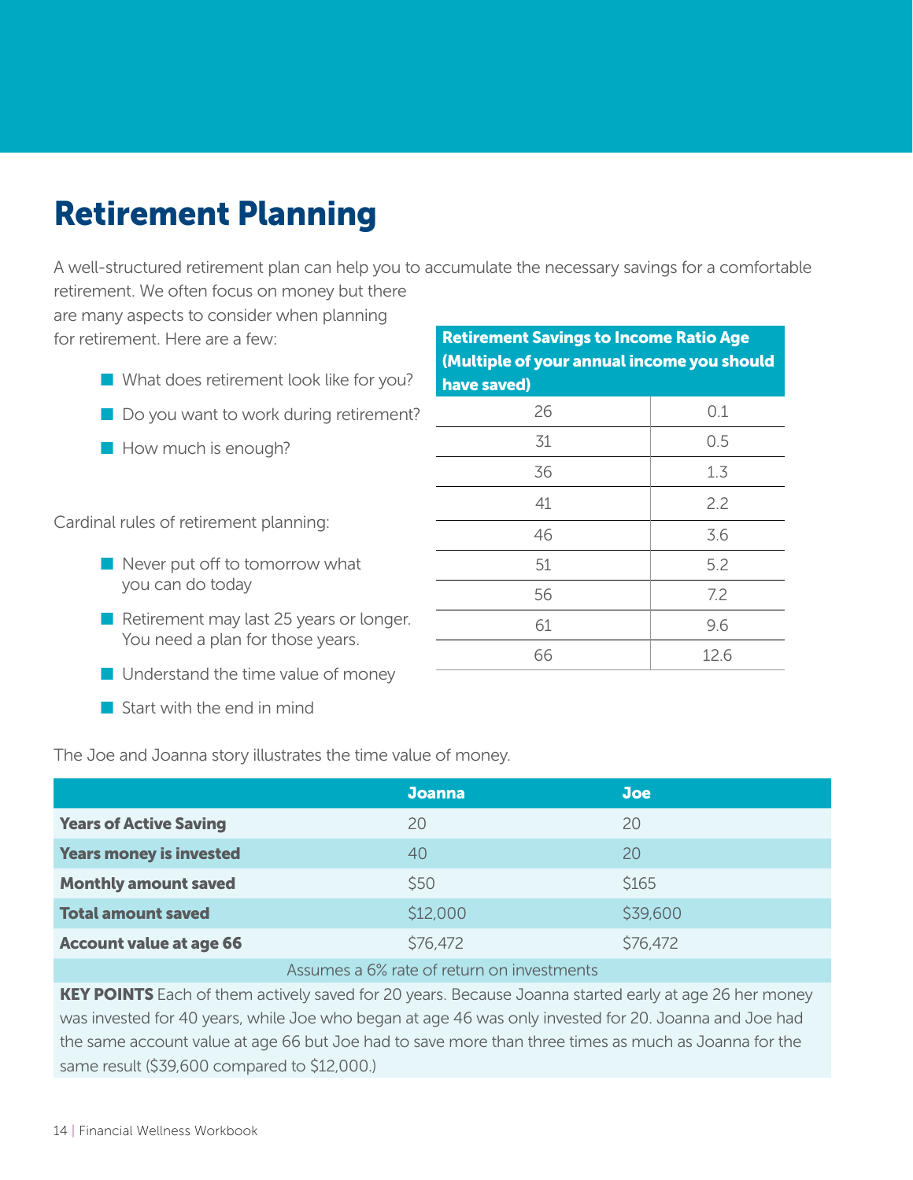# Retirement Planning

A well-structured retirement plan can help you to accumulate the necessary savings for a comfortable retirement. We often focus on money but there are many aspects to consider when planning for retirement. Here are a few:

- What does retirement look like for you?
- Do you want to work during retirement?
- How much is enough?

| Retirement Savings to Income Ratio Age (Multiple of your annual income you should have saved) | |
|---|---|
| 26 | 0.1 |
| 31 | 0.5 |
| 36 | 1.3 |
| 41 | 2.2 |
| 46 | 3.6 |
| 51 | 5.2 |
| 56 | 7.2 |
| 61 | 9.6 |
| 66 | 12.6 |

Cardinal rules of retirement planning:

- Never put off to tomorrow what you can do today
- Retirement may last 25 years or longer. You need a plan for those years.
- Understand the time value of money
- Start with the end in mind

The Joe and Joanna story illustrates the time value of money.

| | Joanna | Joe |
|---|---|---|
| **Years of Active Saving** | 20 | 20 |
| **Years money is invested** | 40 | 20 |
| **Monthly amount saved** | $50 | $165 |
| **Total amount saved** | $12,000 | $39,600 |
| **Account value at age 66** | $76,472 | $76,472 |

Assumes a 6% rate of return on investments

**KEY POINTS** Each of them actively saved for 20 years. Because Joanna started early at age 26 her money was invested for 40 years, while Joe who began at age 46 was only invested for 20. Joanna and Joe had the same account value at age 66 but Joe had to save more than three times as much as Joanna for the same result ($39,600 compared to $12,000.)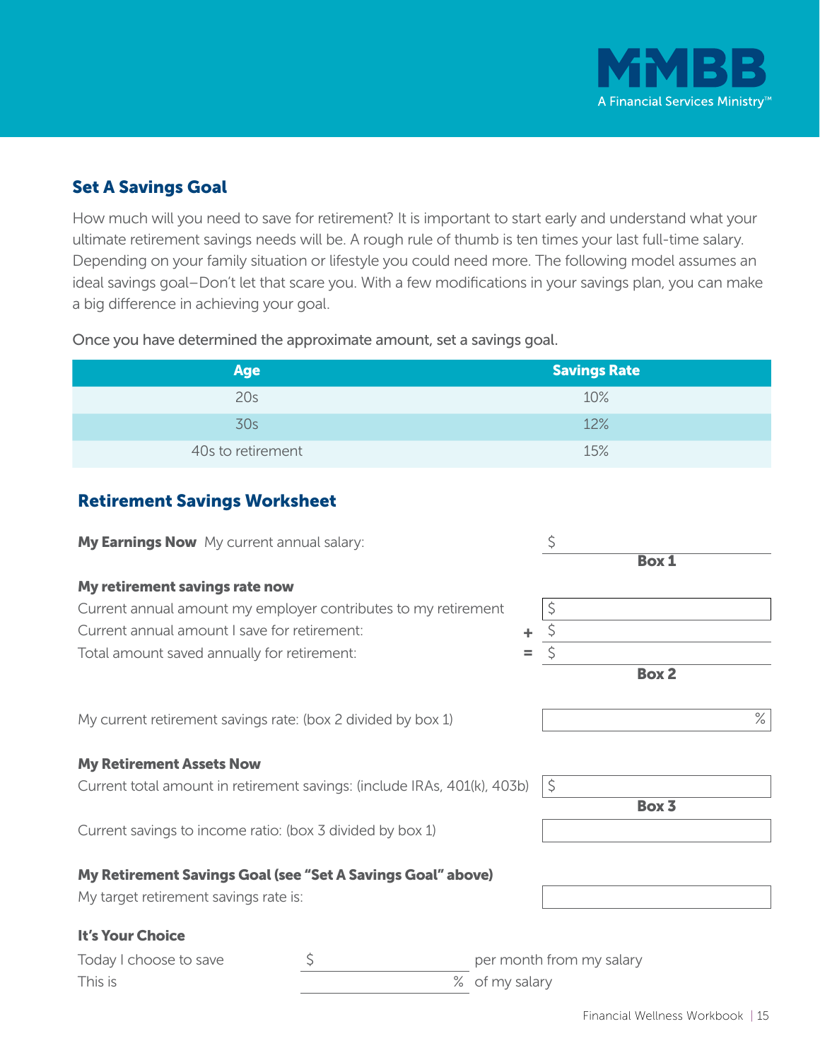## Set A Savings Goal

How much will you need to save for retirement? It is important to start early and understand what your ultimate retirement savings needs will be. A rough rule of thumb is ten times your last full-time salary. Depending on your family situation or lifestyle you could need more. The following model assumes an ideal savings goal–Don't let that scare you. With a few modifications in your savings plan, you can make a big difference in achieving your goal.

Once you have determined the approximate amount, set a savings goal.

| Age | Savings Rate |
|---|---|
| 20s | 10% |
| 30s | 12% |
| 40s to retirement | 15% |

## Retirement Savings Worksheet

**My Earnings Now** My current annual salary: $ ____________ **Box 1**

**My retirement savings rate now**

Current annual amount my employer contributes to my retirement $ ____________

Current annual amount I save for retirement: + $ ____________

Total amount saved annually for retirement: = $ ____________ **Box 2**

My current retirement savings rate: (box 2 divided by box 1) ____________ %

**My Retirement Assets Now**

Current total amount in retirement savings: (include IRAs, 401(k), 403b) $ ____________ **Box 3**

Current savings to income ratio: (box 3 divided by box 1) ____________

**My Retirement Savings Goal (see "Set A Savings Goal" above)**

My target retirement savings rate is: ____________

**It's Your Choice**

Today I choose to save $ ____________ per month from my salary

This is ____________ % of my salary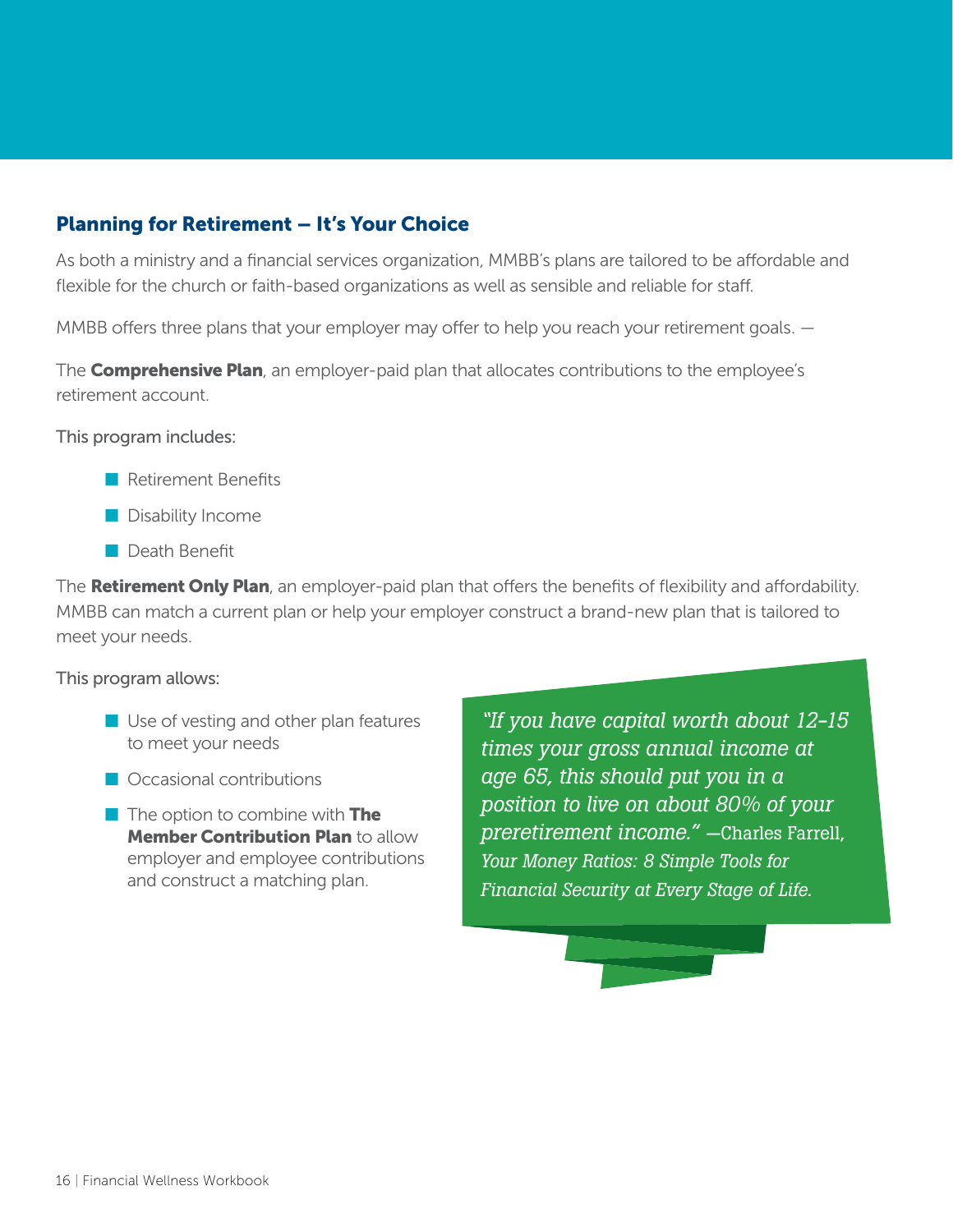## Planning for Retirement – It's Your Choice

As both a ministry and a financial services organization, MMBB's plans are tailored to be affordable and flexible for the church or faith-based organizations as well as sensible and reliable for staff.

MMBB offers three plans that your employer may offer to help you reach your retirement goals. —

The **Comprehensive Plan**, an employer-paid plan that allocates contributions to the employee's retirement account.

This program includes:

- Retirement Benefits
- Disability Income
- Death Benefit

The **Retirement Only Plan**, an employer-paid plan that offers the benefits of flexibility and affordability. MMBB can match a current plan or help your employer construct a brand-new plan that is tailored to meet your needs.

This program allows:

- Use of vesting and other plan features to meet your needs
- Occasional contributions
- The option to combine with **The Member Contribution Plan** to allow employer and employee contributions and construct a matching plan.

*"If you have capital worth about 12-15 times your gross annual income at age 65, this should put you in a position to live on about 80% of your preretirement income."* —Charles Farrell, *Your Money Ratios: 8 Simple Tools for Financial Security at Every Stage of Life.*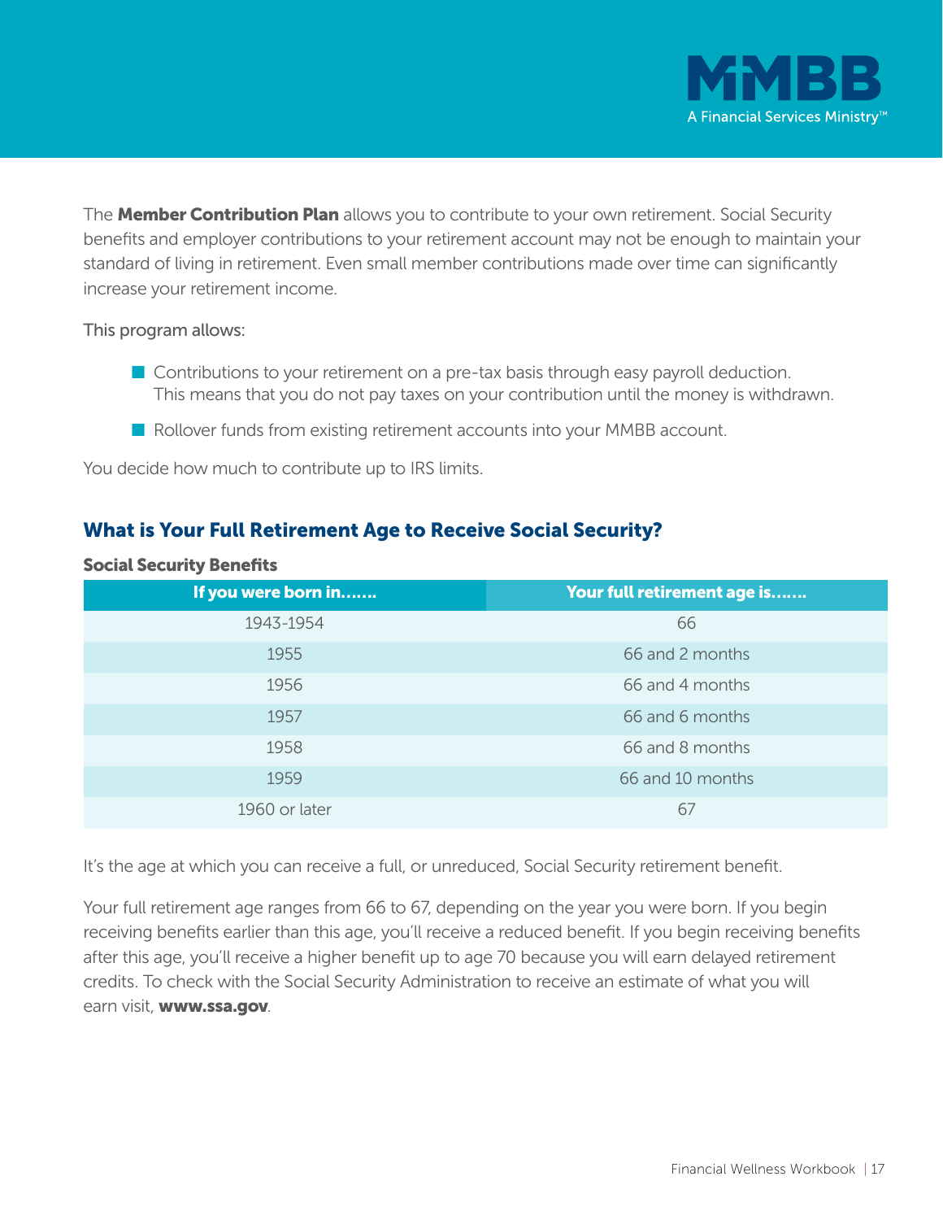The **Member Contribution Plan** allows you to contribute to your own retirement. Social Security benefits and employer contributions to your retirement account may not be enough to maintain your standard of living in retirement. Even small member contributions made over time can significantly increase your retirement income.

This program allows:

- Contributions to your retirement on a pre-tax basis through easy payroll deduction. This means that you do not pay taxes on your contribution until the money is withdrawn.
- Rollover funds from existing retirement accounts into your MMBB account.

You decide how much to contribute up to IRS limits.

## What is Your Full Retirement Age to Receive Social Security?

**Social Security Benefits**

| If you were born in……. | Your full retirement age is……. |
|---|---|
| 1943-1954 | 66 |
| 1955 | 66 and 2 months |
| 1956 | 66 and 4 months |
| 1957 | 66 and 6 months |
| 1958 | 66 and 8 months |
| 1959 | 66 and 10 months |
| 1960 or later | 67 |

It's the age at which you can receive a full, or unreduced, Social Security retirement benefit.

Your full retirement age ranges from 66 to 67, depending on the year you were born. If you begin receiving benefits earlier than this age, you'll receive a reduced benefit. If you begin receiving benefits after this age, you'll receive a higher benefit up to age 70 because you will earn delayed retirement credits. To check with the Social Security Administration to receive an estimate of what you will earn visit, **www.ssa.gov**.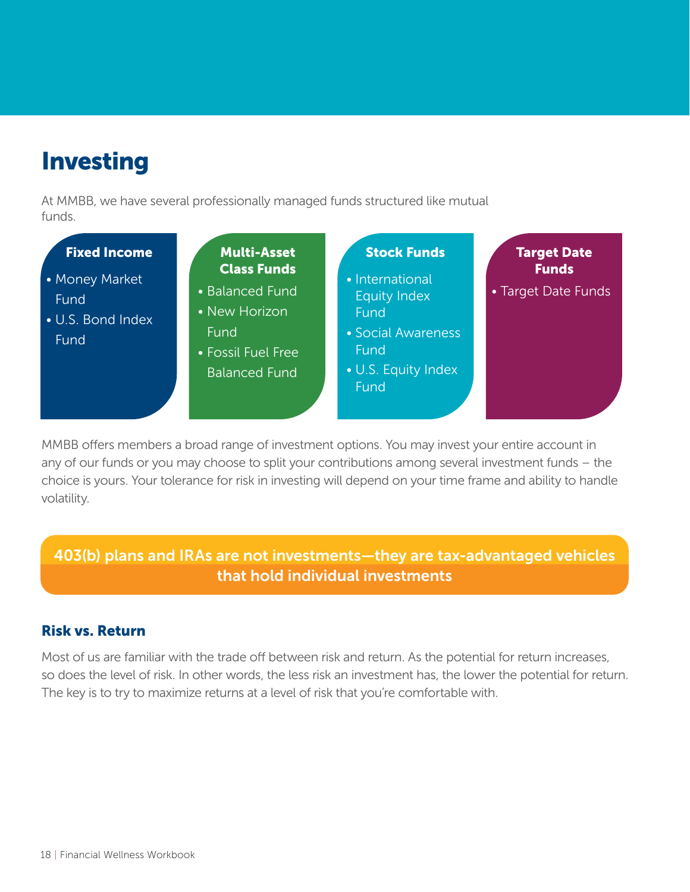# Investing

At MMBB, we have several professionally managed funds structured like mutual funds.

**Fixed Income**

- Money Market Fund
- U.S. Bond Index Fund

**Multi-Asset Class Funds**

- Balanced Fund
- New Horizon Fund
- Fossil Fuel Free Balanced Fund

**Stock Funds**

- International Equity Index Fund
- Social Awareness Fund
- U.S. Equity Index Fund

**Target Date Funds**

- Target Date Funds

MMBB offers members a broad range of investment options. You may invest your entire account in any of our funds or you may choose to split your contributions among several investment funds – the choice is yours. Your tolerance for risk in investing will depend on your time frame and ability to handle volatility.

**403(b) plans and IRAs are not investments—they are tax-advantaged vehicles that hold individual investments**

### Risk vs. Return

Most of us are familiar with the trade off between risk and return. As the potential for return increases, so does the level of risk. In other words, the less risk an investment has, the lower the potential for return. The key is to try to maximize returns at a level of risk that you're comfortable with.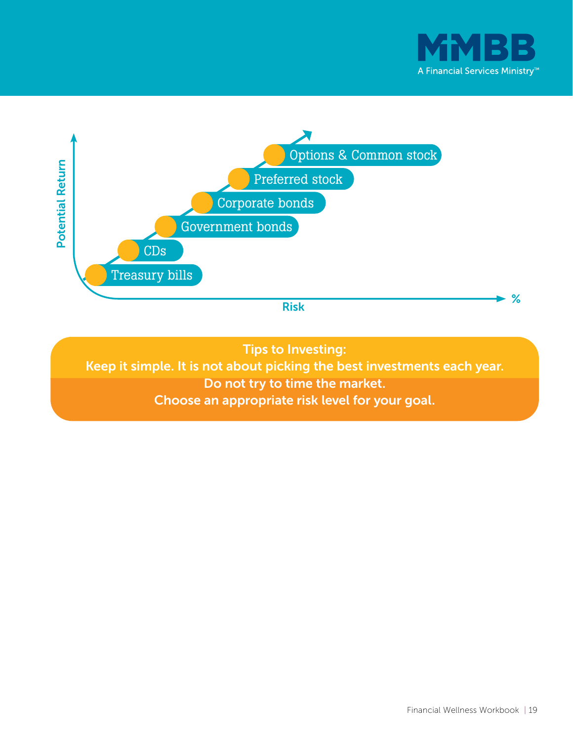Potential Return

- Options & Common stock
- Preferred stock
- Corporate bonds
- Government bonds
- CDs
- Treasury bills

Risk %

**Tips to Investing:**
**Keep it simple. It is not about picking the best investments each year.**
**Do not try to time the market.**
**Choose an appropriate risk level for your goal.**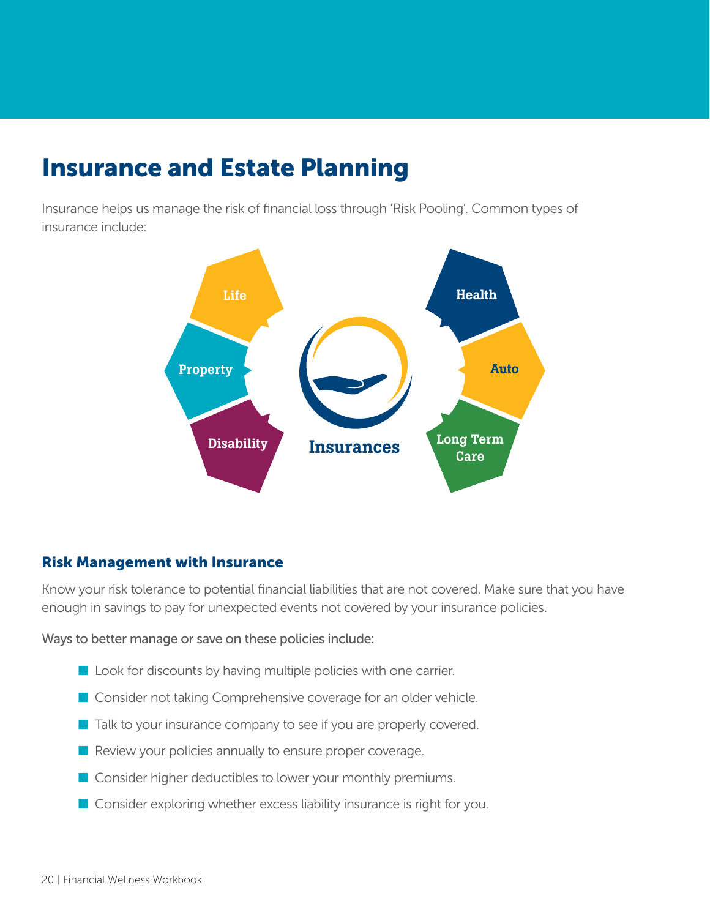# Insurance and Estate Planning

Insurance helps us manage the risk of financial loss through 'Risk Pooling'. Common types of insurance include:

- Life
- Property
- Disability
- Health
- Auto
- Long Term Care

Insurances

### Risk Management with Insurance

Know your risk tolerance to potential financial liabilities that are not covered. Make sure that you have enough in savings to pay for unexpected events not covered by your insurance policies.

Ways to better manage or save on these policies include:

- Look for discounts by having multiple policies with one carrier.
- Consider not taking Comprehensive coverage for an older vehicle.
- Talk to your insurance company to see if you are properly covered.
- Review your policies annually to ensure proper coverage.
- Consider higher deductibles to lower your monthly premiums.
- Consider exploring whether excess liability insurance is right for you.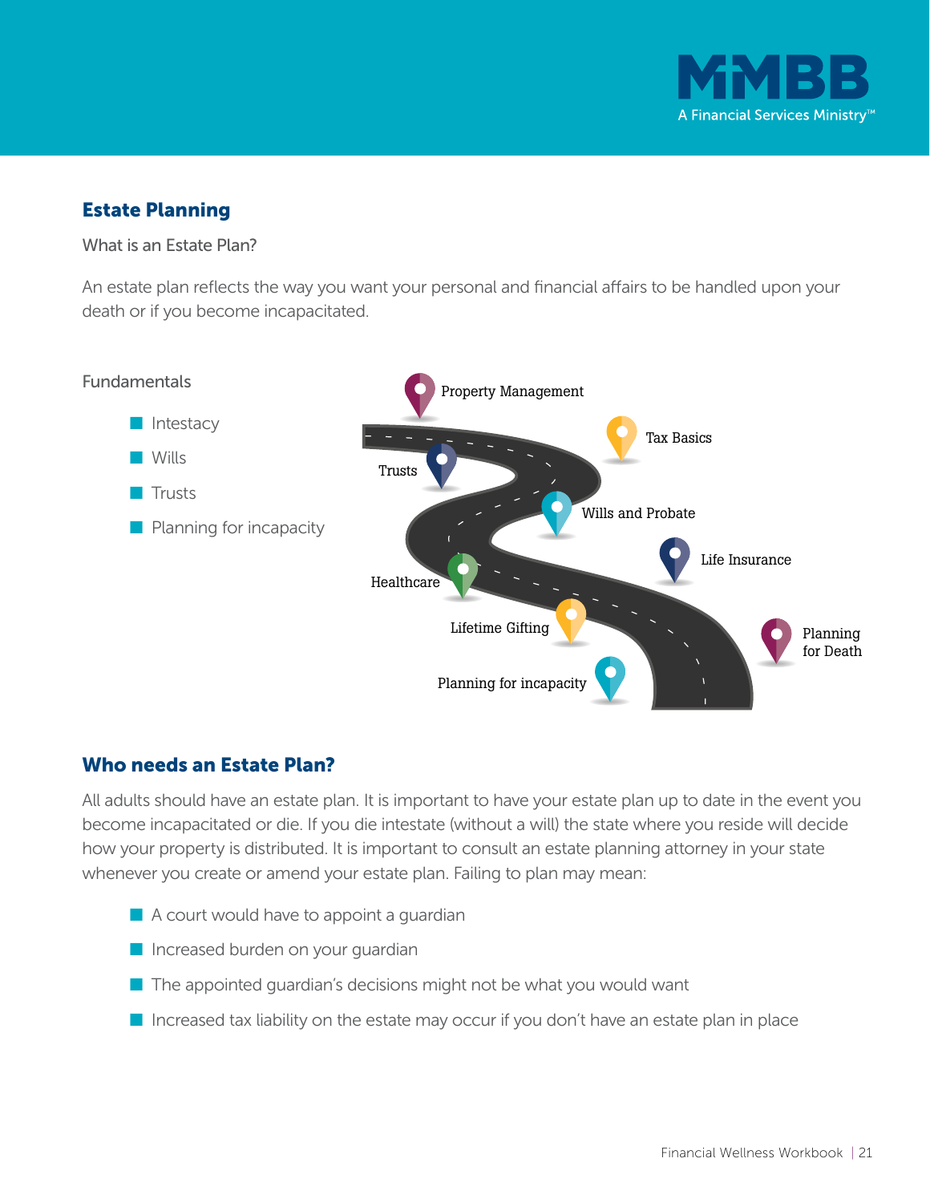## Estate Planning

What is an Estate Plan?

An estate plan reflects the way you want your personal and financial affairs to be handled upon your death or if you become incapacitated.

Fundamentals

- Intestacy
- Wills
- Trusts
- Planning for incapacity

Property Management

Tax Basics

Trusts

Wills and Probate

Life Insurance

Healthcare

Lifetime Gifting

Planning for Death

Planning for incapacity

## Who needs an Estate Plan?

All adults should have an estate plan. It is important to have your estate plan up to date in the event you become incapacitated or die. If you die intestate (without a will) the state where you reside will decide how your property is distributed. It is important to consult an estate planning attorney in your state whenever you create or amend your estate plan. Failing to plan may mean:

- A court would have to appoint a guardian
- Increased burden on your guardian
- The appointed guardian's decisions might not be what you would want
- Increased tax liability on the estate may occur if you don't have an estate plan in place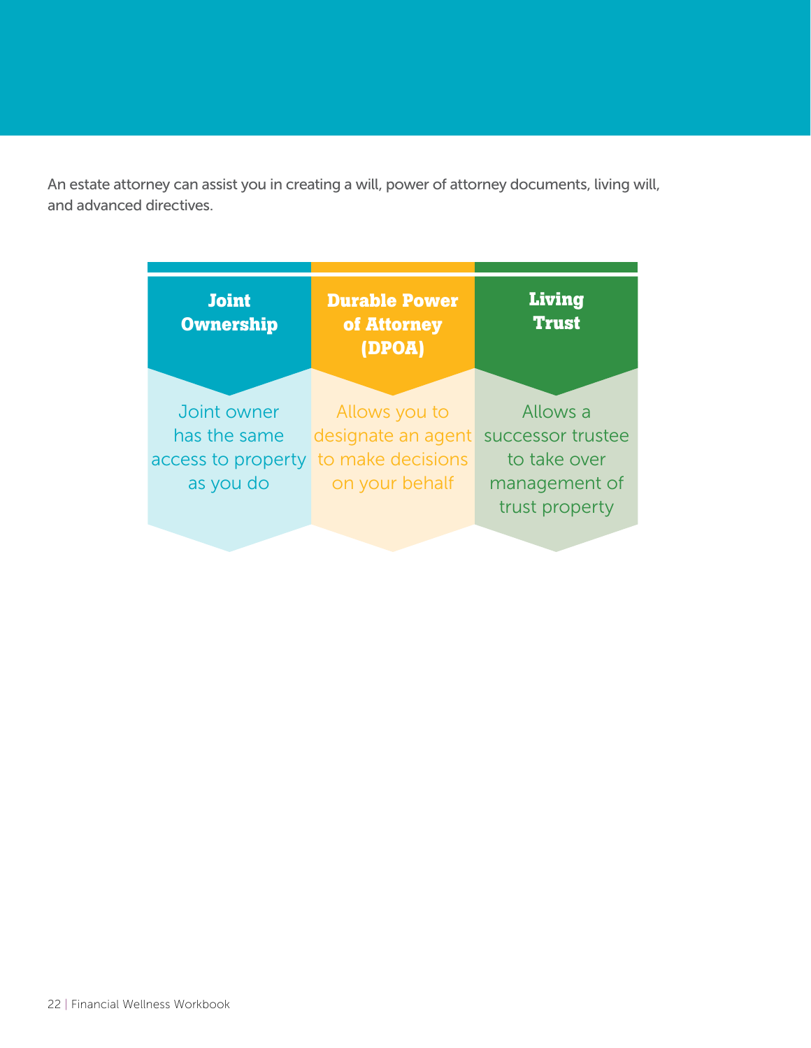An estate attorney can assist you in creating a will, power of attorney documents, living will, and advanced directives.

| Joint Ownership | Durable Power of Attorney (DPOA) | Living Trust |
| --- | --- | --- |
| Joint owner has the same access to property as you do | Allows you to designate an agent to make decisions on your behalf | Allows a successor trustee to take over management of trust property |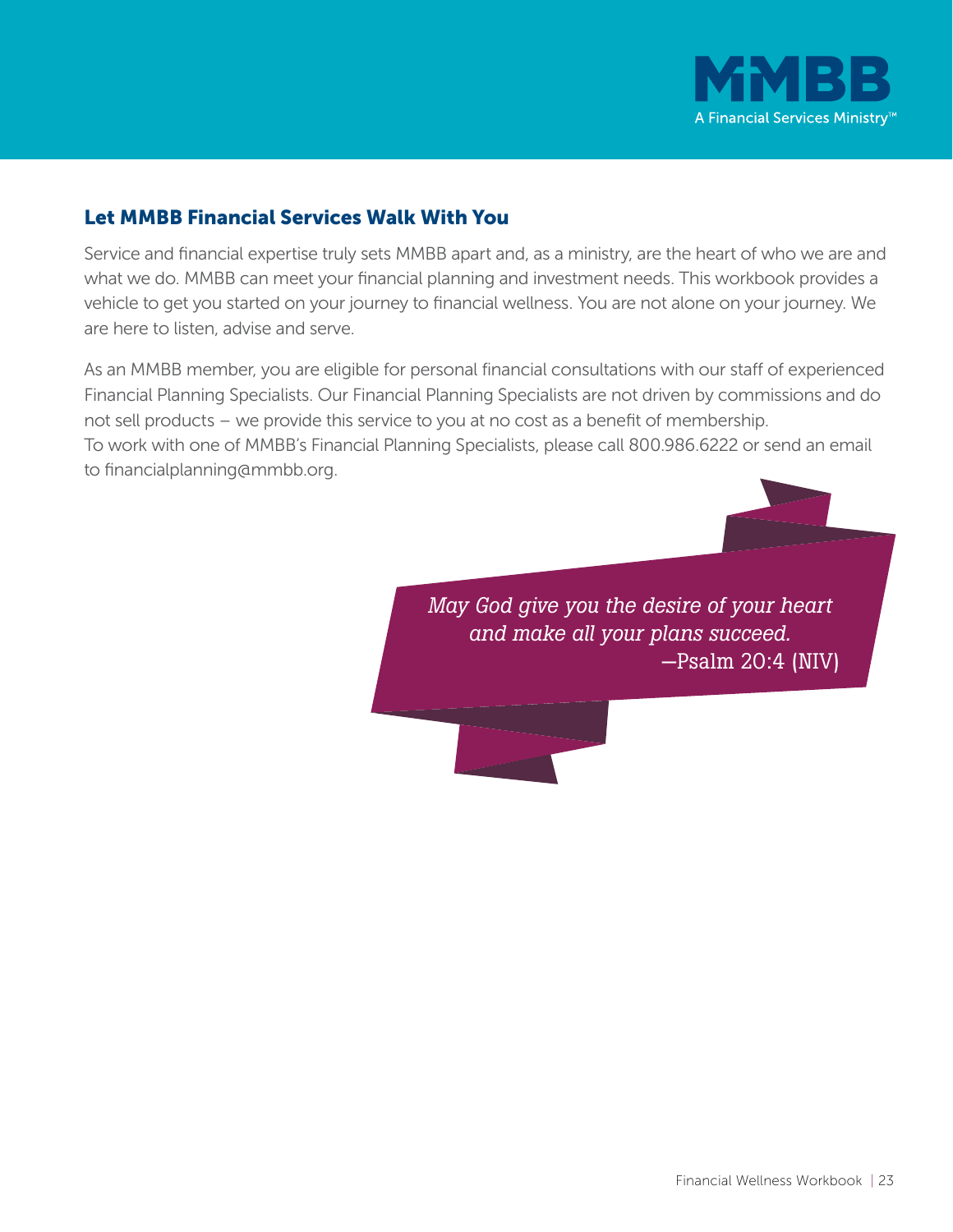## Let MMBB Financial Services Walk With You

Service and financial expertise truly sets MMBB apart and, as a ministry, are the heart of who we are and what we do. MMBB can meet your financial planning and investment needs. This workbook provides a vehicle to get you started on your journey to financial wellness. You are not alone on your journey. We are here to listen, advise and serve.

As an MMBB member, you are eligible for personal financial consultations with our staff of experienced Financial Planning Specialists. Our Financial Planning Specialists are not driven by commissions and do not sell products – we provide this service to you at no cost as a benefit of membership.
To work with one of MMBB's Financial Planning Specialists, please call 800.986.6222 or send an email to financialplanning@mmbb.org.

*May God give you the desire of your heart and make all your plans succeed.*
—Psalm 20:4 (NIV)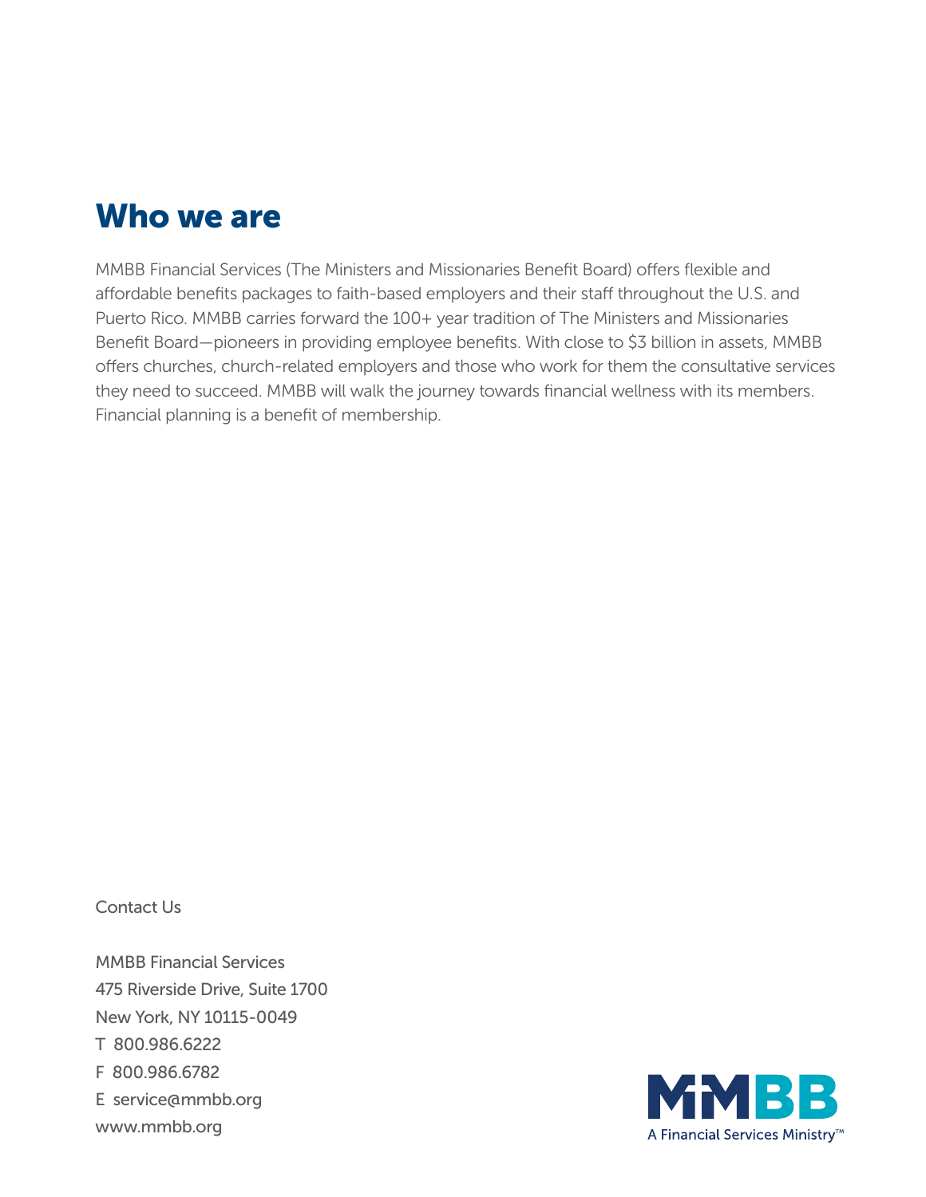## Who we are

MMBB Financial Services (The Ministers and Missionaries Benefit Board) offers flexible and affordable benefits packages to faith-based employers and their staff throughout the U.S. and Puerto Rico. MMBB carries forward the 100+ year tradition of The Ministers and Missionaries Benefit Board—pioneers in providing employee benefits. With close to $3 billion in assets, MMBB offers churches, church-related employers and those who work for them the consultative services they need to succeed. MMBB will walk the journey towards financial wellness with its members. Financial planning is a benefit of membership.

Contact Us

MMBB Financial Services
475 Riverside Drive, Suite 1700
New York, NY 10115-0049
T 800.986.6222
F 800.986.6782
E service@mmbb.org
www.mmbb.org

MMBB
A Financial Services Ministry™